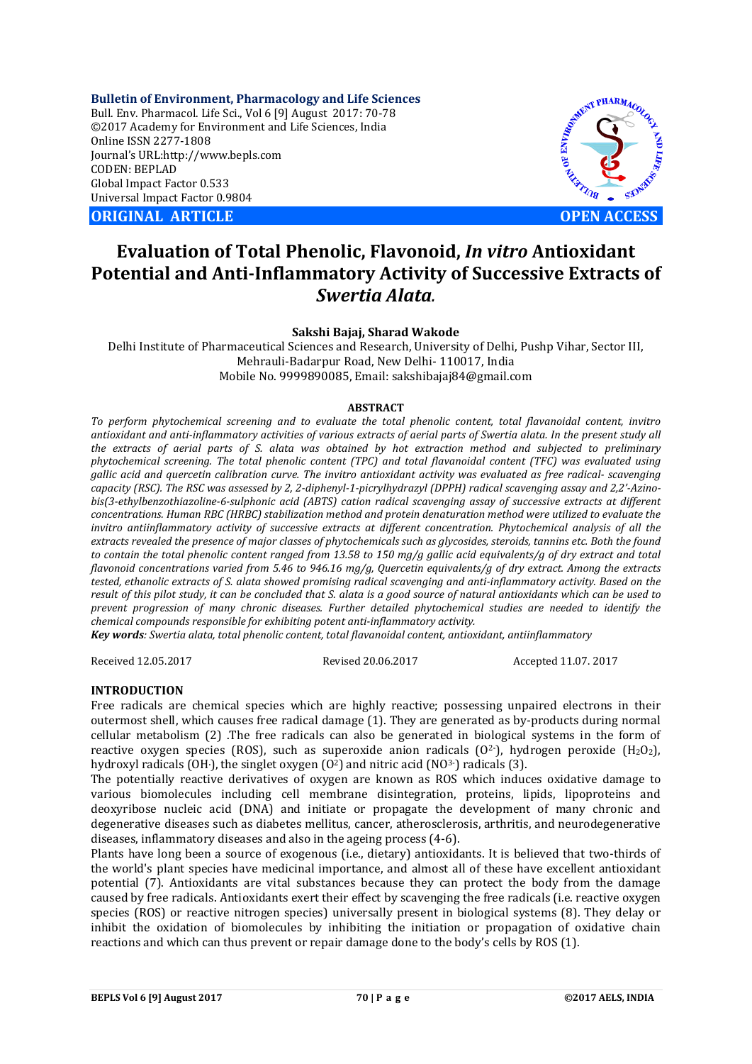**Bulletin of Environment, Pharmacology and Life Sciences**
Bull. Env. Pharmacol. Life Sci., Vol 6 [9] August 2017: 70-78
©2017 Academy for Environment and Life Sciences, India
Online ISSN 2277-1808
Journal's URL:http://www.bepls.com
CODEN: BEPLAD
Global Impact Factor 0.533
Universal Impact Factor 0.9804

**ORIGINAL ARTICLE** **OPEN ACCESS**

# Evaluation of Total Phenolic, Flavonoid, *In vitro* Antioxidant Potential and Anti-Inflammatory Activity of Successive Extracts of *Swertia Alata.*

**Sakshi Bajaj, Sharad Wakode**

Delhi Institute of Pharmaceutical Sciences and Research, University of Delhi, Pushp Vihar, Sector III, Mehrauli-Badarpur Road, New Delhi- 110017, India
Mobile No. 9999890085, Email: sakshibajaj84@gmail.com

## ABSTRACT

*To perform phytochemical screening and to evaluate the total phenolic content, total flavanoidal content, invitro antioxidant and anti-inflammatory activities of various extracts of aerial parts of Swertia alata. In the present study all the extracts of aerial parts of S. alata was obtained by hot extraction method and subjected to preliminary phytochemical screening. The total phenolic content (TPC) and total flavanoidal content (TFC) was evaluated using gallic acid and quercetin calibration curve. The invitro antioxidant activity was evaluated as free radical- scavenging capacity (RSC). The RSC was assessed by 2, 2-diphenyl-1-picrylhydrazyl (DPPH) radical scavenging assay and 2,2'-Azino-bis(3-ethylbenzothiazoline-6-sulphonic acid (ABTS) cation radical scavenging assay of successive extracts at different concentrations. Human RBC (HRBC) stabilization method and protein denaturation method were utilized to evaluate the invitro antiinflammatory activity of successive extracts at different concentration. Phytochemical analysis of all the extracts revealed the presence of major classes of phytochemicals such as glycosides, steroids, tannins etc. Both the found to contain the total phenolic content ranged from 13.58 to 150 mg/g gallic acid equivalents/g of dry extract and total flavonoid concentrations varied from 5.46 to 946.16 mg/g, Quercetin equivalents/g of dry extract. Among the extracts tested, ethanolic extracts of S. alata showed promising radical scavenging and anti-inflammatory activity. Based on the result of this pilot study, it can be concluded that S. alata is a good source of natural antioxidants which can be used to prevent progression of many chronic diseases. Further detailed phytochemical studies are needed to identify the chemical compounds responsible for exhibiting potent anti-inflammatory activity.*

***Key words****: Swertia alata, total phenolic content, total flavanoidal content, antioxidant, antiinflammatory*

Received 12.05.2017 Revised 20.06.2017 Accepted 11.07. 2017

## INTRODUCTION

Free radicals are chemical species which are highly reactive; possessing unpaired electrons in their outermost shell, which causes free radical damage (1). They are generated as by-products during normal cellular metabolism (2) .The free radicals can also be generated in biological systems in the form of reactive oxygen species (ROS), such as superoxide anion radicals ($O^{2-}$), hydrogen peroxide ($H_2O_2$), hydroxyl radicals ($OH^{\cdot}$), the singlet oxygen ($O^2$) and nitric acid ($NO^{3-}$) radicals (3).

The potentially reactive derivatives of oxygen are known as ROS which induces oxidative damage to various biomolecules including cell membrane proteins, lipids, lipoproteins and deoxyribose nucleic acid (DNA) and initiate or propagate the development of many chronic and degenerative diseases such as diabetes mellitus, cancer, atherosclerosis, arthritis, and neurodegenerative diseases, inflammatory diseases and also in the ageing process (4-6).

Plants have long been a source of exogenous (i.e., dietary) antioxidants. It is believed that two-thirds of the world's plant species have medicinal importance, and almost all of these have excellent antioxidant potential (7). Antioxidants are vital substances because they can protect the body from the damage caused by free radicals. Antioxidants exert their effect by scavenging the free radicals (i.e. reactive oxygen species (ROS) or reactive nitrogen species) universally present in biological systems (8). They delay or inhibit the oxidation of biomolecules by inhibiting the initiation or propagation of oxidative chain reactions and which can thus prevent or repair damage done to the body's cells by ROS (1).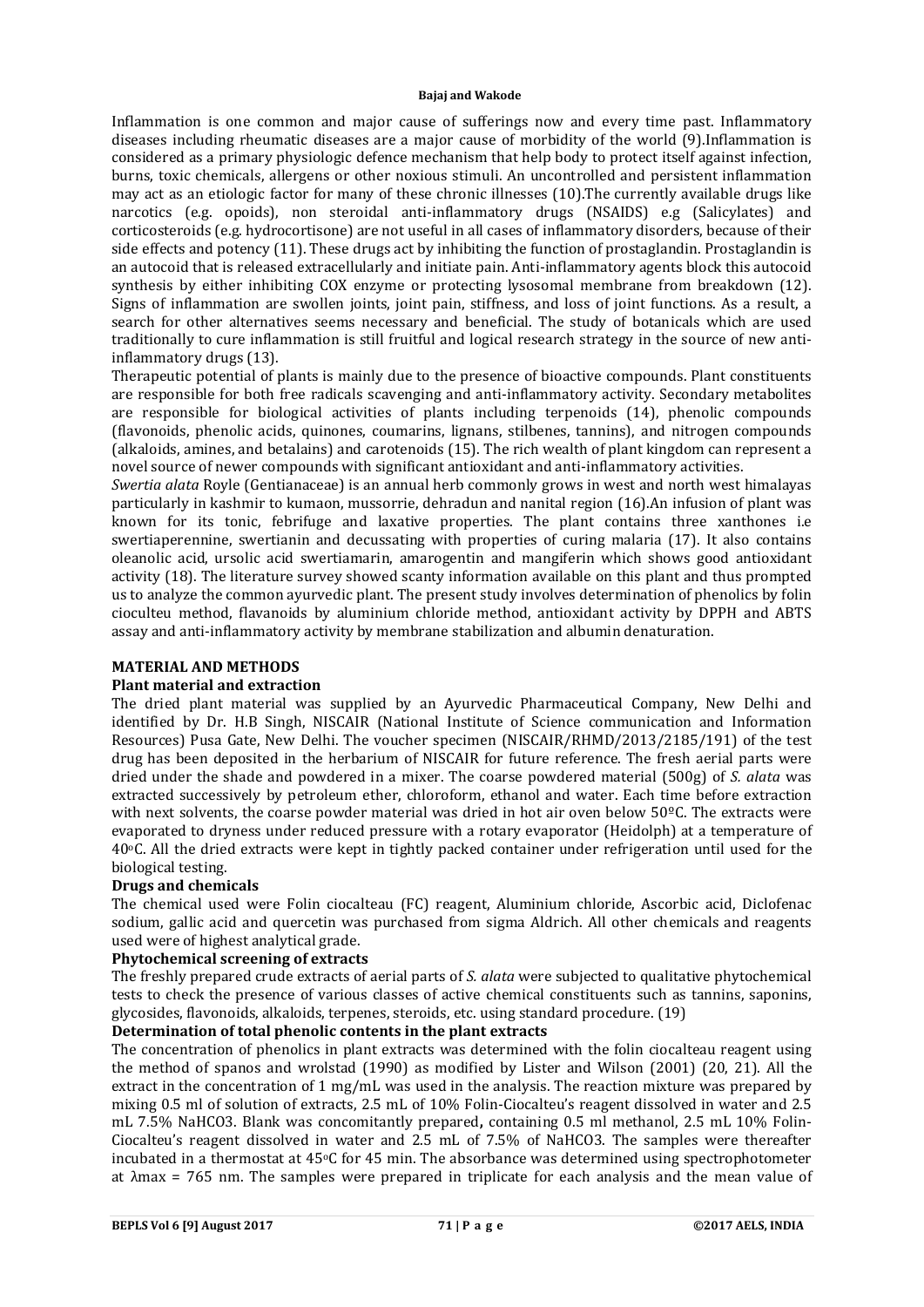Inflammation is one common and major cause of sufferings now and every time past. Inflammatory diseases including rheumatic diseases are a major cause of morbidity of the world (9).Inflammation is considered as a primary physiologic defence mechanism that help body to protect itself against infection, burns, toxic chemicals, allergens or other noxious stimuli. An uncontrolled and persistent inflammation may act as an etiologic factor for many of these chronic illnesses (10).The currently available drugs like narcotics (e.g. opoids), non steroidal anti-inflammatory drugs (NSAIDS) e.g (Salicylates) and corticosteroids (e.g. hydrocortisone) are not useful in all cases of inflammatory disorders, because of their side effects and potency (11). These drugs act by inhibiting the function of prostaglandin. Prostaglandin is an autocoid that is released extracellularly and initiate pain. Anti-inflammatory agents block this autocoid synthesis by either inhibiting COX enzyme or protecting lysosomal membrane from breakdown (12). Signs of inflammation are swollen joints, joint pain, stiffness, and loss of joint functions. As a result, a search for other alternatives seems necessary and beneficial. The study of botanicals which are used traditionally to cure inflammation is still fruitful and logical research strategy in the source of new anti-inflammatory drugs (13).

Therapeutic potential of plants is mainly due to the presence of bioactive compounds. Plant constituents are responsible for both free radicals scavenging and anti-inflammatory activity. Secondary metabolites are responsible for biological activities of plants including terpenoids (14), phenolic compounds (flavonoids, phenolic acids, quinones, coumarins, lignans, stilbenes, tannins), and nitrogen compounds (alkaloids, amines, and betalains) and carotenoids (15). The rich wealth of plant kingdom can represent a novel source of newer compounds with significant antioxidant and anti-inflammatory activities.

*Swertia alata* Royle (Gentianaceae) is an annual herb commonly grows in west and north west himalayas particularly in kashmir to kumaon, mussorrie, dehradun and nanital region (16).An infusion of plant was known for its tonic, febrifuge and laxative properties. The plant contains three xanthones i.e swertiaperennine, swertianin and decussating with properties of curing malaria (17). It also contains oleanolic acid, ursolic acid swertiamarin, amarogentin and mangiferin which shows good antioxidant activity (18). The literature survey showed scanty information available on this plant and thus prompted us to analyze the common ayurvedic plant. The present study involves determination of phenolics by folin cioculteu method, flavanoids by aluminium chloride method, antioxidant activity by DPPH and ABTS assay and anti-inflammatory activity by membrane stabilization and albumin denaturation.

## MATERIAL AND METHODS

### Plant material and extraction

The dried plant material was supplied by an Ayurvedic Pharmaceutical Company, New Delhi and identified by Dr. H.B Singh, NISCAIR (National Institute of Science communication and Information Resources) Pusa Gate, New Delhi. The voucher specimen (NISCAIR/RHMD/2013/2185/191) of the test drug has been deposited in the herbarium of NISCAIR for future reference. The fresh aerial parts were dried under the shade and powdered in a mixer. The coarse powdered material (500g) of *S. alata* was extracted successively by petroleum ether, chloroform, ethanol and water. Each time before extraction with next solvents, the coarse powder material was dried in hot air oven below 50ºC. The extracts were evaporated to dryness under reduced pressure with a rotary evaporator (Heidolph) at a temperature of 40ºC. All the dried extracts were kept in tightly packed container under refrigeration until used for the biological testing.

### Drugs and chemicals

The chemical used were Folin ciocalteau (FC) reagent, Aluminium chloride, Ascorbic acid, Diclofenac sodium, gallic acid and quercetin was purchased from sigma Aldrich. All other chemicals and reagents used were of highest analytical grade.

### Phytochemical screening of extracts

The freshly prepared crude extracts of aerial parts of *S. alata* were subjected to qualitative phytochemical tests to check the presence of various classes of active chemical constituents such as tannins, saponins, glycosides, flavonoids, alkaloids, terpenes, steroids, etc. using standard procedure. (19)

### Determination of total phenolic contents in the plant extracts

The concentration of phenolics in plant extracts was determined with the folin ciocalteau reagent using the method of spanos and wrolstad (1990) as modified by Lister and Wilson (2001) (20, 21). All the extract in the concentration of 1 mg/mL was used in the analysis. The reaction mixture was prepared by mixing 0.5 ml of solution of extracts, 2.5 mL of 10% Folin-Ciocalteu's reagent dissolved in water and 2.5 mL 7.5% $NaHCO_3$. Blank was concomitantly prepared**,** containing 0.5 ml methanol, 2.5 mL 10% Folin-Ciocalteu's reagent dissolved in water and 2.5 mL of 7.5% of $NaHCO_3$. The samples were thereafter incubated in a thermostat at 45ºC for 45 min. The absorbance was determined using spectrophotometer at $\lambda$max = 765 nm. The samples were prepared in triplicate for each analysis and the mean value of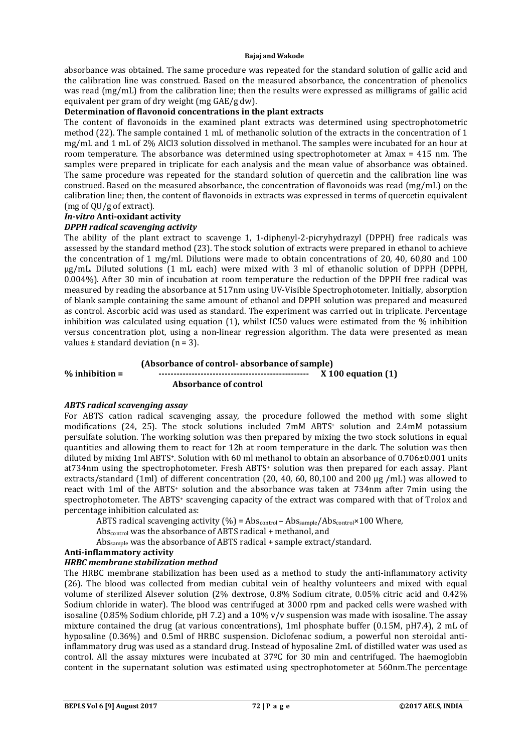absorbance was obtained. The same procedure was repeated for the standard solution of gallic acid and the calibration line was construed. Based on the measured absorbance, the concentration of phenolics was read (mg/mL) from the calibration line; then the results were expressed as milligrams of gallic acid equivalent per gram of dry weight (mg GAE/g dw).

**Determination of flavonoid concentrations in the plant extracts**

The content of flavonoids in the examined plant extracts was determined using spectrophotometric method (22). The sample contained 1 mL of methanolic solution of the extracts in the concentration of 1 mg/mL and 1 mL of 2% $AlCl_3$ solution dissolved in methanol. The samples were incubated for an hour at room temperature. The absorbance was determined using spectrophotometer at λmax = 415 nm. The samples were prepared in triplicate for each analysis and the mean value of absorbance was obtained. The same procedure was repeated for the standard solution of quercetin and the calibration line was construed. Based on the measured absorbance, the concentration of flavonoids was read (mg/mL) on the calibration line; then, the content of flavonoids in extracts was expressed in terms of quercetin equivalent (mg of QU/g of extract).

***In-vitro* Anti-oxidant activity**

***DPPH radical scavenging activity***

The ability of the plant extract to scavenge 1, 1-diphenyl-2-picryhydrazyl (DPPH) free radicals was assessed by the standard method (23). The stock solution of extracts were prepared in ethanol to achieve the concentration of 1 mg/ml. Dilutions were made to obtain concentrations of 20, 40, 60,80 and 100 µg/mL. Diluted solutions (1 mL each) were mixed with 3 ml of ethanolic solution of DPPH (DPPH, 0.004%). After 30 min of incubation at room temperature the reduction of the DPPH free radical was measured by reading the absorbance at 517nm using UV-Visible Spectrophotometer. Initially, absorption of blank sample containing the same amount of ethanol and DPPH solution was prepared and measured as control. Ascorbic acid was used as standard. The experiment was carried out in triplicate. Percentage inhibition was calculated using equation (1), whilst IC50 values were estimated from the % inhibition versus concentration plot, using a non-linear regression algorithm. The data were presented as mean values ± standard deviation (n = 3).

$$\% \text{ inhibition} = \frac{\text{(Absorbance of control- absorbance of sample)}}{\text{Absorbance of control}} \times 100 \quad \text{equation (1)}$$

***ABTS radical scavenging assay***

For ABTS cation radical scavenging assay, the procedure followed the method with some slight modifications (24, 25). The stock solutions included 7mM $ABTS^+$ solution and 2.4mM potassium persulfate solution. The working solution was then prepared by mixing the two stock solutions in equal quantities and allowing them to react for 12h at room temperature in the dark. The solution was then diluted by mixing 1ml $ABTS^+$. Solution with 60 ml methanol to obtain an absorbance of 0.706±0.001 units at734nm using the spectrophotometer. Fresh $ABTS^+$ solution was then prepared for each assay. Plant extracts/standard (1ml) of different concentration (20, 40, 60, 80,100 and 200 µg /mL) was allowed to react with 1ml of the $ABTS^+$ solution and the absorbance was taken at 734nm after 7min using the spectrophotometer. The $ABTS^+$ scavenging capacity of the extract was compared with that of Trolox and percentage inhibition calculated as:

ABTS radical scavenging activity (%) = $Abs_{control} - Abs_{sample}/Abs_{control} \times 100$ Where,

$Abs_{control}$ was the absorbance of ABTS radical + methanol, and

$Abs_{sample}$ was the absorbance of ABTS radical + sample extract/standard.

**Anti-inflammatory activity**

***HRBC membrane stabilization method***

The HRBC membrane stabilization has been used as a method to study the anti-inflammatory activity (26). The blood was collected from median cubital vein of healthy volunteers and mixed with equal volume of sterilized Alsever solution (2% dextrose, 0.8% Sodium citrate, 0.05% citric acid and 0.42% Sodium chloride in water). The blood was centrifuged at 3000 rpm and packed cells were washed with isosaline (0.85% Sodium chloride, pH 7.2) and a 10% v/v suspension was made with isosaline. The assay mixture contained the drug (at various concentrations), 1ml phosphate buffer (0.15M, pH7.4), 2 mL of hyposaline (0.36%) and 0.5ml of HRBC suspension. Diclofenac sodium, a powerful non steroidal anti-inflammatory drug was used as a standard drug. Instead of hyposaline 2mL of distilled water was used as control. All the assay mixtures were incubated at 37ºC for 30 min and centrifuged. The haemoglobin content in the supernatant solution was estimated using spectrophotometer at 560nm.The percentage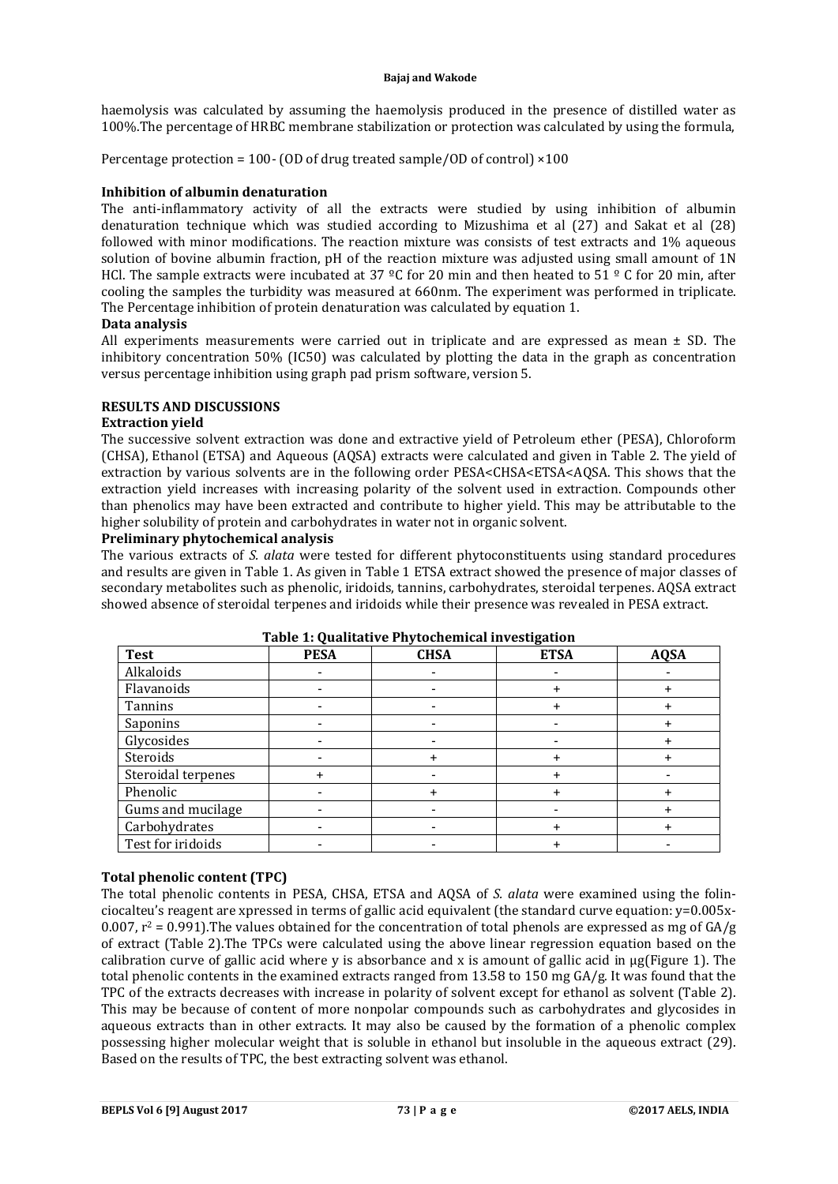haemolysis was calculated by assuming the haemolysis produced in the presence of distilled water as 100%.The percentage of HRBC membrane stabilization or protection was calculated by using the formula,

Percentage protection = 100 - (OD of drug treated sample/OD of control) ×100

**Inhibition of albumin denaturation**

The anti-inflammatory activity of all the extracts were studied by using inhibition of albumin denaturation technique which was studied according to Mizushima et al (27) and Sakat et al (28) followed with minor modifications. The reaction mixture was consists of test extracts and 1% aqueous solution of bovine albumin fraction, pH of the reaction mixture was adjusted using small amount of 1N HCl. The sample extracts were incubated at 37 ºC for 20 min and then heated to 51 º C for 20 min, after cooling the samples the turbidity was measured at 660nm. The experiment was performed in triplicate. The Percentage inhibition of protein denaturation was calculated by equation 1.

**Data analysis**

All experiments measurements were carried out in triplicate and are expressed as mean ± SD. The inhibitory concentration 50% (IC50) was calculated by plotting the data in the graph as concentration versus percentage inhibition using graph pad prism software, version 5.

## RESULTS AND DISCUSSIONS

**Extraction yield**

The successive solvent extraction was done and extractive yield of Petroleum ether (PESA), Chloroform (CHSA), Ethanol (ETSA) and Aqueous (AQSA) extracts were calculated and given in Table 2. The yield of extraction by various solvents are in the following order PESA<CHSA<ETSA<AQSA. This shows that the extraction yield increases with increasing polarity of the solvent used in extraction. Compounds other than phenolics may have been extracted and contribute to higher yield. This may be attributable to the higher solubility of protein and carbohydrates in water not in organic solvent.

**Preliminary phytochemical analysis**

The various extracts of *S. alata* were tested for different phytoconstituents using standard procedures and results are given in Table 1. As given in Table 1 ETSA extract showed the presence of major classes of secondary metabolites such as phenolic, iridoids, tannins, carbohydrates, steroidal terpenes. AQSA extract showed absence of steroidal terpenes and iridoids while their presence was revealed in PESA extract.

**Table 1: Qualitative Phytochemical investigation**

| Test | PESA | CHSA | ETSA | AQSA |
|---|---|---|---|---|
| Alkaloids | - | - | - | - |
| Flavanoids | - | - | + | + |
| Tannins | - | - | + | + |
| Saponins | - | - | - | + |
| Glycosides | - | - | - | + |
| Steroids | - | + | + | + |
| Steroidal terpenes | + | - | + | - |
| Phenolic | - | + | + | + |
| Gums and mucilage | - | - | - | + |
| Carbohydrates | - | - | + | + |
| Test for iridoids | - | - | + | - |

**Total phenolic content (TPC)**

The total phenolic contents in PESA, CHSA, ETSA and AQSA of *S. alata* were examined using the folin-ciocalteu's reagent are xpressed in terms of gallic acid equivalent (the standard curve equation: $y=0.005x-0.007$, $r^2 = 0.991$).The values obtained for the concentration of total phenols are expressed as mg of GA/g of extract (Table 2).The TPCs were calculated using the above linear regression equation based on the calibration curve of gallic acid where y is absorbance and x is amount of gallic acid in µg(Figure 1). The total phenolic contents in the examined extracts ranged from 13.58 to 150 mg GA/g. It was found that the TPC of the extracts decreases with increase in polarity of solvent except for ethanol as solvent (Table 2). This may be because of content of more nonpolar compounds such as carbohydrates and glycosides in aqueous extracts than in other extracts. It may also be caused by the formation of a phenolic complex possessing higher molecular weight that is soluble in ethanol but insoluble in the aqueous extract (29). Based on the results of TPC, the best extracting solvent was ethanol.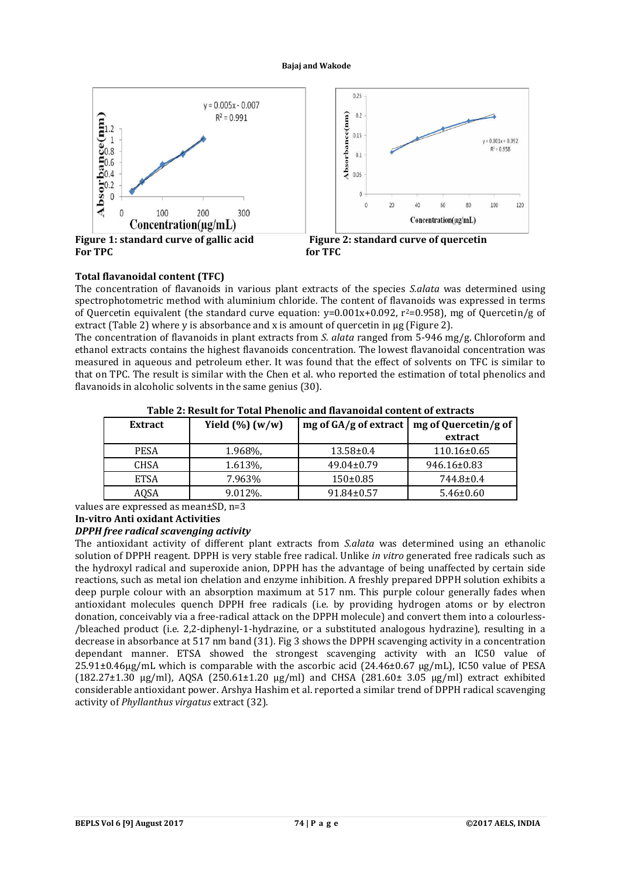Figure 1: standard curve of gallic acid For TPC

Figure 2: standard curve of quercetin for TFC

**Total flavanoidal content (TFC)**

The concentration of flavanoids in various plant extracts of the species *S.alata* was determined using spectrophotometric method with aluminium chloride. The content of flavanoids was expressed in terms of Quercetin equivalent (the standard curve equation: $y=0.001x+0.092$, $r^2=0.958$), mg of Quercetin/g of extract (Table 2) where y is absorbance and x is amount of quercetin in μg (Figure 2).

The concentration of flavanoids in plant extracts from *S. alata* ranged from 5-946 mg/g. Chloroform and ethanol extracts contains the highest flavanoids concentration. The lowest flavanoidal concentration was measured in aqueous and petroleum ether. It was found that the effect of solvents on TFC is similar to that on TPC. The result is similar with the Chen et al. who reported the estimation of total phenolics and flavanoids in alcoholic solvents in the same genius (30).

**Table 2: Result for Total Phenolic and flavanoidal content of extracts**

| Extract | Yield (%) (w/w) | mg of GA/g of extract | mg of Quercetin/g of extract |
|---|---|---|---|
| PESA | 1.968%, | 13.58±0.4 | 110.16±0.65 |
| CHSA | 1.613%, | 49.04±0.79 | 946.16±0.83 |
| ETSA | 7.963% | 150±0.85 | 744.8±0.4 |
| AQSA | 9.012%. | 91.84±0.57 | 5.46±0.60 |

values are expressed as mean±SD, n=3

**In-vitro Anti oxidant Activities**

***DPPH free radical scavenging activity***

The antioxidant activity of different plant extracts from *S.alata* was determined using an ethanolic solution of DPPH reagent. DPPH is very stable free radical. Unlike *in vitro* generated free radicals such as the hydroxyl radical and superoxide anion, DPPH has the advantage of being unaffected by certain side reactions, such as metal ion chelation and enzyme inhibition. A freshly prepared DPPH solution exhibits a deep purple colour with an absorption maximum at 517 nm. This purple colour generally fades when antioxidant molecules quench DPPH free radicals (i.e. by providing hydrogen atoms or by electron donation, conceivably via a free-radical attack on the DPPH molecule) and convert them into a colourless-/bleached product (i.e. 2,2-diphenyl-1-hydrazine, or a substituted analogous hydrazine), resulting in a decrease in absorbance at 517 nm band (31). Fig 3 shows the DPPH scavenging activity in a concentration dependant manner. ETSA showed the strongest scavenging activity with an IC50 value of 25.91±0.46μg/mL which is comparable with the ascorbic acid (24.46±0.67 μg/mL), IC50 value of PESA (182.27±1.30 μg/ml), AQSA (250.61±1.20 μg/ml) and CHSA (281.60± 3.05 μg/ml) extract exhibited considerable antioxidant power. Arshya Hashim et al. reported a similar trend of DPPH radical scavenging activity of *Phyllanthus virgatus* extract (32).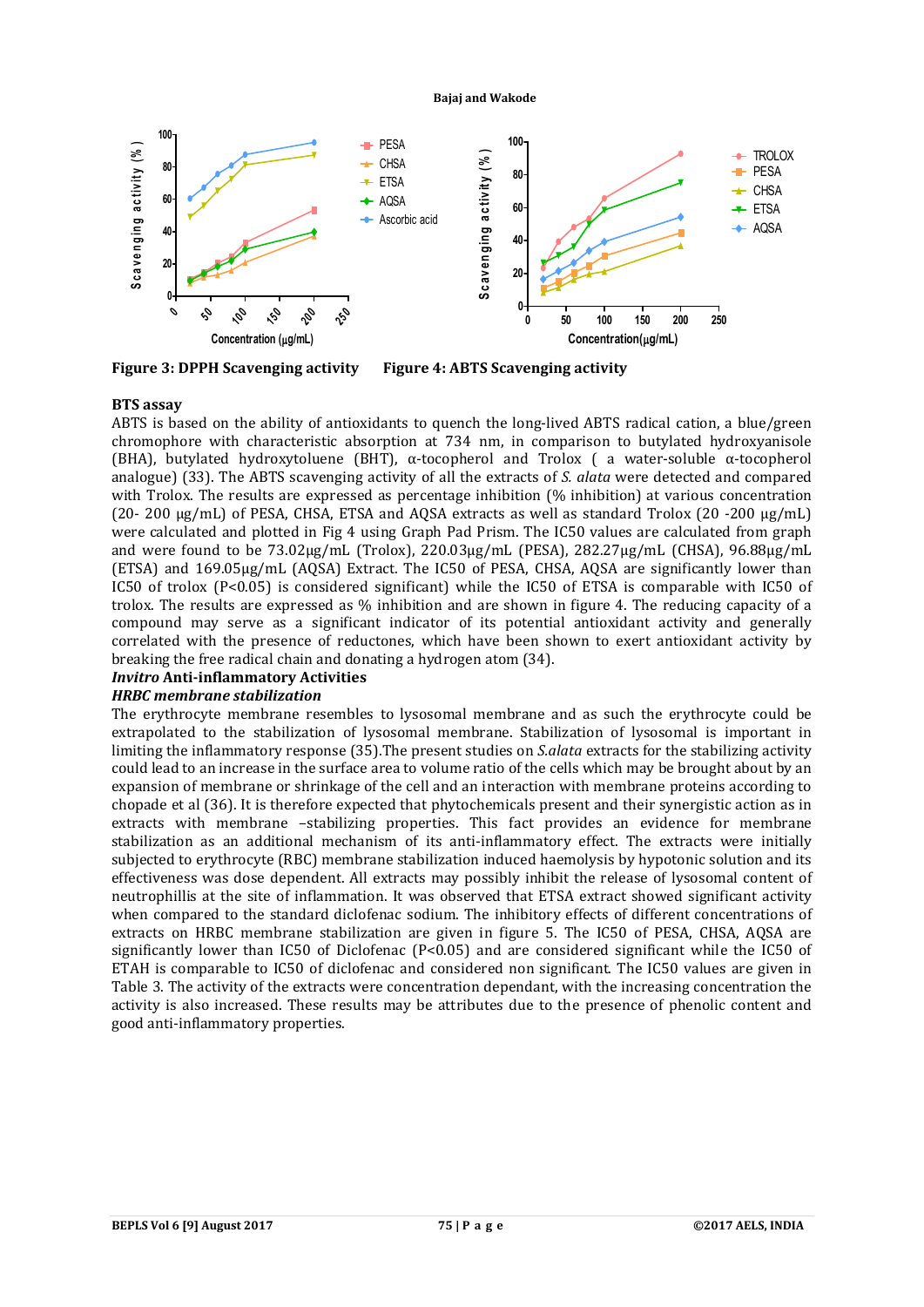Figure 3: DPPH Scavenging activity

Figure 4: ABTS Scavenging activity

**BTS assay**

ABTS is based on the ability of antioxidants to quench the long-lived ABTS radical cation, a blue/green chromophore with characteristic absorption at 734 nm, in comparison to butylated hydroxyanisole (BHA), butylated hydroxytoluene (BHT), α-tocopherol and Trolox ( a water-soluble α-tocopherol analogue) (33). The ABTS scavenging activity of all the extracts of *S. alata* were detected and compared with Trolox. The results are expressed as percentage inhibition (% inhibition) at various concentration (20- 200 µg/mL) of PESA, CHSA, ETSA and AQSA extracts as well as standard Trolox (20 -200 µg/mL) were calculated and plotted in Fig 4 using Graph Pad Prism. The IC50 values are calculated from graph and were found to be 73.02µg/mL (Trolox), 220.03µg/mL (PESA), 282.27µg/mL (CHSA), 96.88µg/mL (ETSA) and 169.05µg/mL (AQSA) Extract. The IC50 of PESA, CHSA, AQSA are significantly lower than IC50 of trolox (P<0.05) is considered significant) while the IC50 of ETSA is comparable with IC50 of trolox. The results are expressed as % inhibition and are shown in figure 4. The reducing capacity of a compound may serve as a significant indicator of its potential antioxidant activity and generally correlated with the presence of reductones, which have been shown to exert antioxidant activity by breaking the free radical chain and donating a hydrogen atom (34).

***Invitro* Anti-inflammatory Activities**

***HRBC membrane stabilization***

The erythrocyte membrane resembles to lysosomal membrane and as such the erythrocyte could be extrapolated to the stabilization of lysosomal membrane. Stabilization of lysosomal is important in limiting the inflammatory response (35).The present studies on *S.alata* extracts for the stabilizing activity could lead to an increase in the surface area to volume ratio of the cells which may be brought about by an expansion of membrane or shrinkage of the cell and an interaction with membrane proteins according to chopade et al (36). It is therefore expected that phytochemicals present and their synergistic action as in extracts with membrane –stabilizing properties. This fact provides an evidence for membrane stabilization as an additional mechanism of its anti-inflammatory effect. The extracts were initially subjected to erythrocyte (RBC) membrane stabilization induced haemolysis by hypotonic solution and its effectiveness was dose dependent. All extracts may possibly inhibit the release of lysosomal content of neutrophillis at the site of inflammation. It was observed that ETSA extract showed significant activity when compared to the standard diclofenac sodium. The inhibitory effects of different concentrations of extracts on HRBC membrane stabilization are given in figure 5. The IC50 of PESA, CHSA, AQSA are significantly lower than IC50 of Diclofenac (P<0.05) and are considered significant while the IC50 of ETAH is comparable to IC50 of diclofenac and considered non significant. The IC50 values are given in Table 3. The activity of the extracts were concentration dependant, with the increasing concentration the activity is also increased. These results may be attributes due to the presence of phenolic content and good anti-inflammatory properties.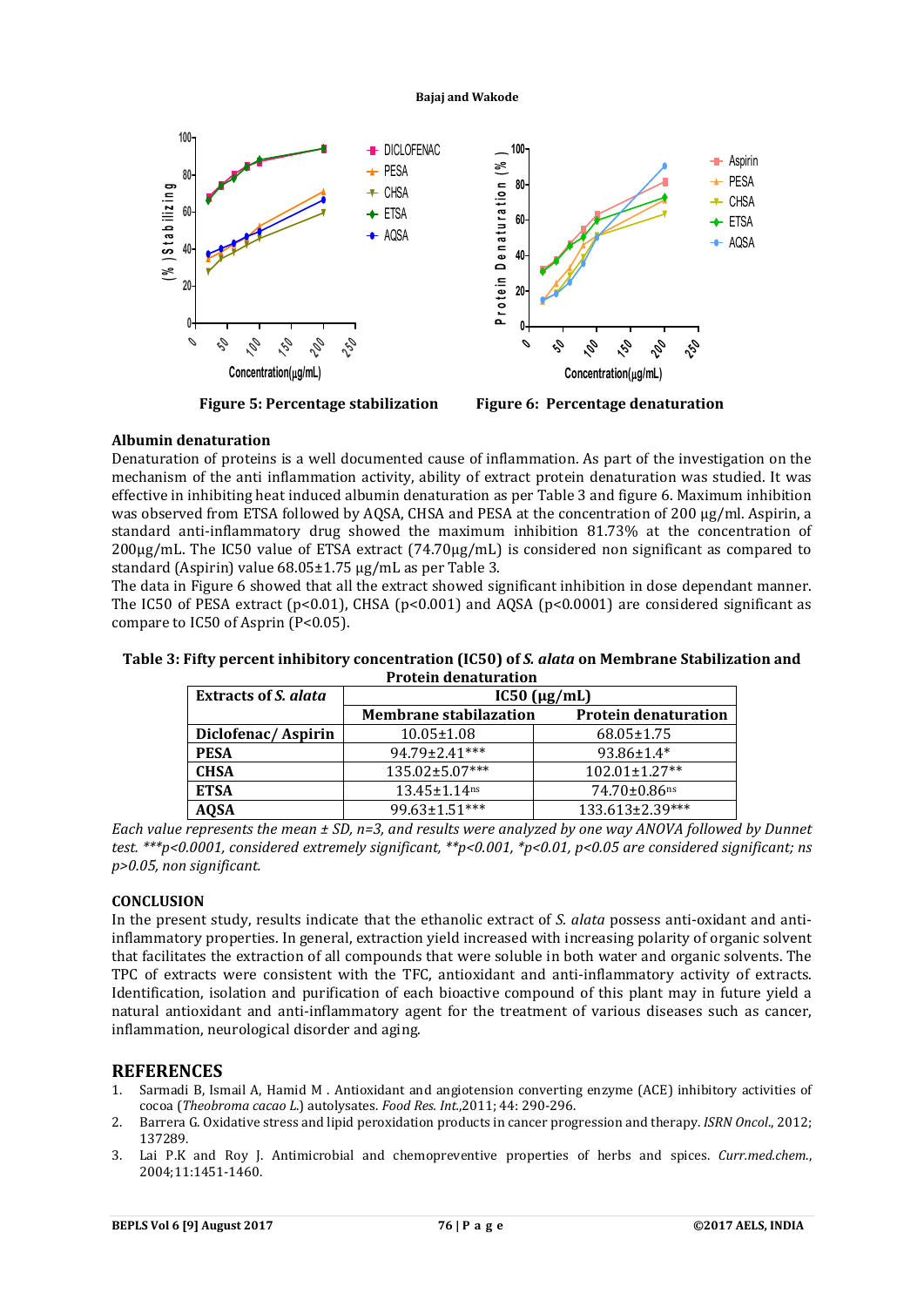Figure 5: Percentage stabilization

Figure 6: Percentage denaturation

**Albumin denaturation**

Denaturation of proteins is a well documented cause of inflammation. As part of the investigation on the mechanism of the anti inflammation activity, ability of extract protein denaturation was studied. It was effective in inhibiting heat induced albumin denaturation as per Table 3 and figure 6. Maximum inhibition was observed from ETSA followed by AQSA, CHSA and PESA at the concentration of 200 µg/ml. Aspirin, a standard anti-inflammatory drug showed the maximum inhibition 81.73% at the concentration of 200µg/mL. The IC50 value of ETSA extract (74.70µg/mL) is considered non significant as compared to standard (Aspirin) value 68.05±1.75 µg/mL as per Table 3.

The data in Figure 6 showed that all the extract showed significant inhibition in dose dependant manner. The IC50 of PESA extract ($p<0.01$), CHSA ($p<0.001$) and AQSA ($p<0.0001$) are considered significant as compare to IC50 of Asprin ($P<0.05$).

**Table 3: Fifty percent inhibitory concentration (IC50) of *S. alata* on Membrane Stabilization and Protein denaturation**

| Extracts of *S. alata* | IC50 (µg/mL) | |
|---|---|---|
| | Membrane stabilazation | Protein denaturation |
| Diclofenac/ Aspirin | 10.05±1.08 | 68.05±1.75 |
| PESA | 94.79±2.41*** | 93.86±1.4* |
| CHSA | 135.02±5.07*** | 102.01±1.27** |
| ETSA | 13.45±1.14[ns] | 74.70±0.86[ns] |
| AQSA | 99.63±1.51*** | 133.613±2.39*** |

*Each value represents the mean ± SD, n=3, and results were analyzed by one way ANOVA followed by Dunnet test. ***$p<0.0001$, considered extremely significant, **$p<0.001$, *$p<0.01$, $p<0.05$ are considered significant; ns $p>0.05$, non significant.*

## CONCLUSION

In the present study, results indicate that the ethanolic extract of *S. alata* possess anti-oxidant and anti-inflammatory properties. In general, extraction yield increased with increasing polarity of organic solvent that facilitates the extraction of all compounds that were soluble in both water and organic solvents. The TPC of extracts were consistent with the TFC, antioxidant and anti-inflammatory activity of extracts. Identification, isolation and purification of each bioactive compound of this plant may in future yield a natural antioxidant and anti-inflammatory agent for the treatment of various diseases such as cancer, inflammation, neurological disorder and aging.

## REFERENCES

1. Sarmadi B, Ismail A, Hamid M . Antioxidant and angiotension converting enzyme (ACE) inhibitory activities of cocoa (*Theobroma cacao L.*) autolysates. *Food Res. Int.*,2011; 44: 290-296.
2. Barrera G. Oxidative stress and lipid peroxidation products in cancer progression and therapy. *ISRN Oncol.*, 2012; 137289.
3. Lai P.K and Roy J. Antimicrobial and chemopreventive properties of herbs and spices. *Curr.med.chem.*, 2004;11:1451-1460.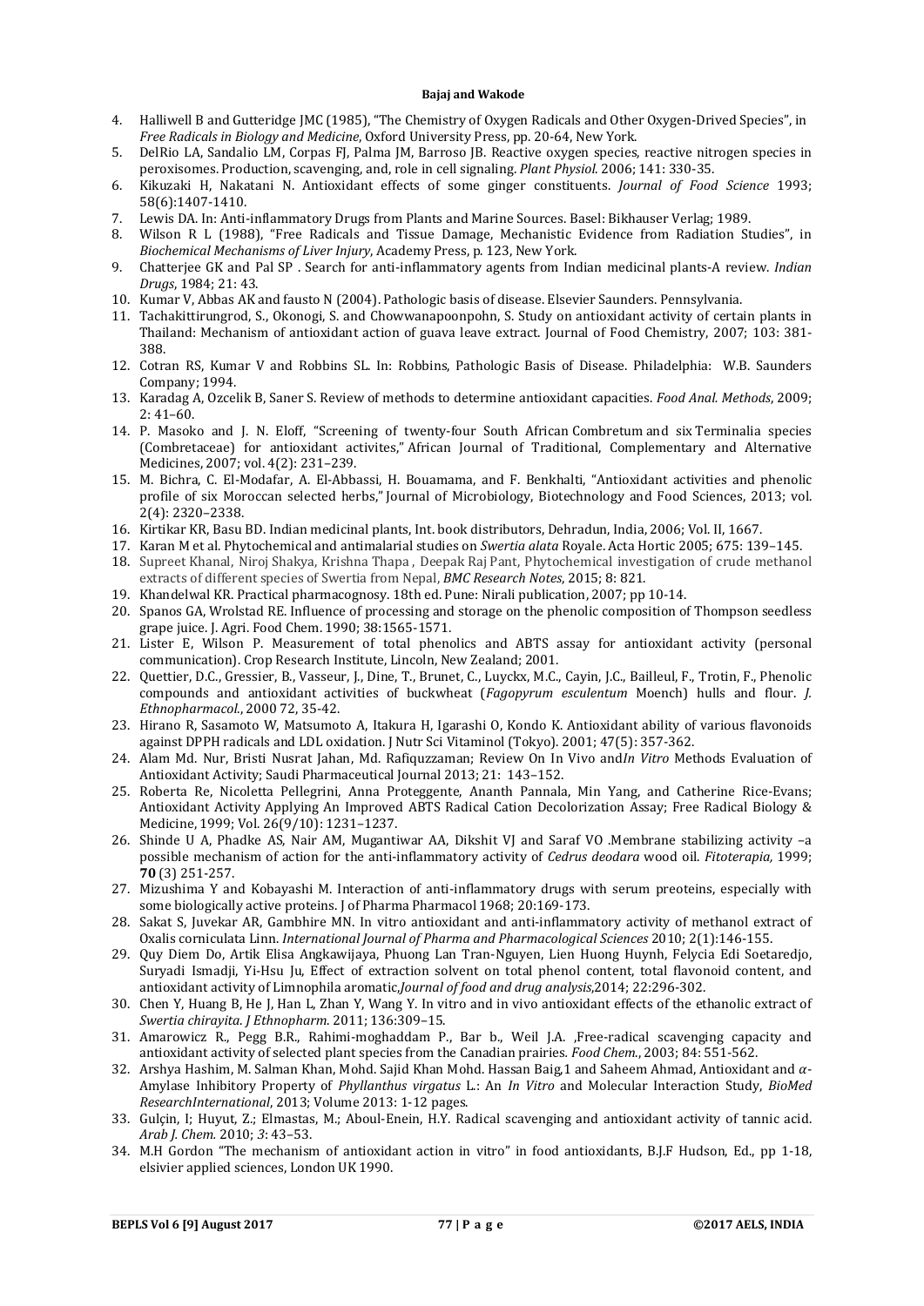4. Halliwell B and Gutteridge JMC (1985), "The Chemistry of Oxygen Radicals and Other Oxygen-Drived Species", in *Free Radicals in Biology and Medicine*, Oxford University Press, pp. 20-64, New York.
5. DelRio LA, Sandalio LM, Corpas FJ, Palma JM, Barroso JB. Reactive oxygen species, reactive nitrogen species in peroxisomes. Production, scavenging, and, role in cell signaling. *Plant Physiol.* 2006; 141: 330-35.
6. Kikuzaki H, Nakatani N. Antioxidant effects of some ginger constituents. *Journal of Food Science* 1993; 58(6):1407-1410.
7. Lewis DA. In: Anti-inflammatory Drugs from Plants and Marine Sources. Basel: Bikhauser Verlag; 1989.
8. Wilson R L (1988), "Free Radicals and Tissue Damage, Mechanistic Evidence from Radiation Studies", in *Biochemical Mechanisms of Liver Injury*, Academy Press, p. 123, New York.
9. Chatterjee GK and Pal SP . Search for anti-inflammatory agents from Indian medicinal plants-A review. *Indian Drugs*, 1984; 21: 43.
10. Kumar V, Abbas AK and fausto N (2004). Pathologic basis of disease. Elsevier Saunders. Pennsylvania.
11. Tachakittirungrod, S., Okonogi, S. and Chowwanapoonpohn, S. Study on antioxidant activity of certain plants in Thailand: Mechanism of antioxidant action of guava leave extract. Journal of Food Chemistry, 2007; 103: 381-388.
12. Cotran RS, Kumar V and Robbins SL. In: Robbins, Pathologic Basis of Disease. Philadelphia: W.B. Saunders Company; 1994.
13. Karadag A, Ozcelik B, Saner S. Review of methods to determine antioxidant capacities. *Food Anal. Methods*, 2009; 2: 41–60.
14. P. Masoko and J. N. Eloff, "Screening of twenty-four South African Combretum and six Terminalia species (Combretaceae) for antioxidant activites," African Journal of Traditional, Complementary and Alternative Medicines, 2007; vol. 4(2): 231–239.
15. M. Bichra, C. El-Modafar, A. El-Abbassi, H. Bouamama, and F. Benkhalti, "Antioxidant activities and phenolic profile of six Moroccan selected herbs," Journal of Microbiology, Biotechnology and Food Sciences, 2013; vol. 2(4): 2320–2338.
16. Kirtikar KR, Basu BD. Indian medicinal plants, Int. book distributors, Dehradun, India, 2006; Vol. II, 1667.
17. Karan M et al. Phytochemical and antimalarial studies on *Swertia alata* Royale. Acta Hortic 2005; 675: 139–145.
18. Supreet Khanal, Niroj Shakya, Krishna Thapa , Deepak Raj Pant, Phytochemical investigation of crude methanol extracts of different species of Swertia from Nepal, *BMC Research Notes*, 2015; 8: 821.
19. Khandelwal KR. Practical pharmacognosy. 18th ed. Pune: Nirali publication, 2007; pp 10-14.
20. Spanos GA, Wrolstad RE. Influence of processing and storage on the phenolic composition of Thompson seedless grape juice. J. Agri. Food Chem. 1990; 38:1565-1571.
21. Lister E, Wilson P. Measurement of total phenolics and ABTS assay for antioxidant activity (personal communication). Crop Research Institute, Lincoln, New Zealand; 2001.
22. Quettier, D.C., Gressier, B., Vasseur, J., Dine, T., Brunet, C., Luyckx, M.C., Cayin, J.C., Bailleul, F., Trotin, F., Phenolic compounds and antioxidant activities of buckwheat (*Fagopyrum esculentum* Moench) hulls and flour. *J. Ethnopharmacol.*, 2000 72, 35-42.
23. Hirano R, Sasamoto W, Matsumoto A, Itakura H, Igarashi O, Kondo K. Antioxidant ability of various flavonoids against DPPH radicals and LDL oxidation. J Nutr Sci Vitaminol (Tokyo). 2001; 47(5): 357-362.
24. Alam Md. Nur, Bristi Nusrat Jahan, Md. Rafiquzzaman; Review On In Vivo and*In Vitro* Methods Evaluation of Antioxidant Activity; Saudi Pharmaceutical Journal 2013; 21: 143–152.
25. Roberta Re, Nicoletta Pellegrini, Anna Proteggente, Ananth Pannala, Min Yang, and Catherine Rice-Evans; Antioxidant Activity Applying An Improved ABTS Radical Cation Decolorization Assay; Free Radical Biology & Medicine, 1999; Vol. 26(9/10): 1231–1237.
26. Shinde U A, Phadke AS, Nair AM, Mugantiwar AA, Dikshit VJ and Saraf VO .Membrane stabilizing activity –a possible mechanism of action for the anti-inflammatory activity of *Cedrus deodara* wood oil. *Fitoterapia,* 1999; **70** (3) 251-257.
27. Mizushima Y and Kobayashi M. Interaction of anti-inflammatory drugs with serum preoteins, especially with some biologically active proteins. J of Pharma Pharmacol 1968; 20:169-173.
28. Sakat S, Juvekar AR, Gambhire MN. In vitro antioxidant and anti-inflammatory activity of methanol extract of Oxalis corniculata Linn. *International Journal of Pharma and Pharmacological Sciences* 2010; 2(1):146-155.
29. Quy Diem Do, Artik Elisa Angkawijaya, Phuong Lan Tran-Nguyen, Lien Huong Huynh, Felycia Edi Soetaredjo, Suryadi Ismadji, Yi-Hsu Ju, Effect of extraction solvent on total phenol content, total flavonoid content, and antioxidant activity of Limnophila aromatic,*Journal of food and drug analysis*,2014; 22:296-302.
30. Chen Y, Huang B, He J, Han L, Zhan Y, Wang Y. In vitro and in vivo antioxidant effects of the ethanolic extract of *Swertia chirayita*. *J Ethnopharm.* 2011; 136:309–15.
31. Amarowicz R., Pegg B.R., Rahimi-moghaddam P., Bar b., Weil J.A. ,Free-radical scavenging capacity and antioxidant activity of selected plant species from the Canadian prairies. *Food Chem.*, 2003; 84: 551-562.
32. Arshya Hashim, M. Salman Khan, Mohd. Sajid Khan Mohd. Hassan Baig,1 and Saheem Ahmad, Antioxidant and *α*-Amylase Inhibitory Property of *Phyllanthus virgatus* L.: An *In Vitro* and Molecular Interaction Study, *BioMed ResearchInternational*, 2013; Volume 2013: 1-12 pages.
33. Gulçin, I; Huyut, Z.; Elmastas, M.; Aboul-Enein, H.Y. Radical scavenging and antioxidant activity of tannic acid. *Arab J. Chem.* 2010; *3*: 43–53.
34. M.H Gordon "The mechanism of antioxidant action in vitro" in food antioxidants, B.J.F Hudson, Ed., pp 1-18, elsivier applied sciences, London UK 1990.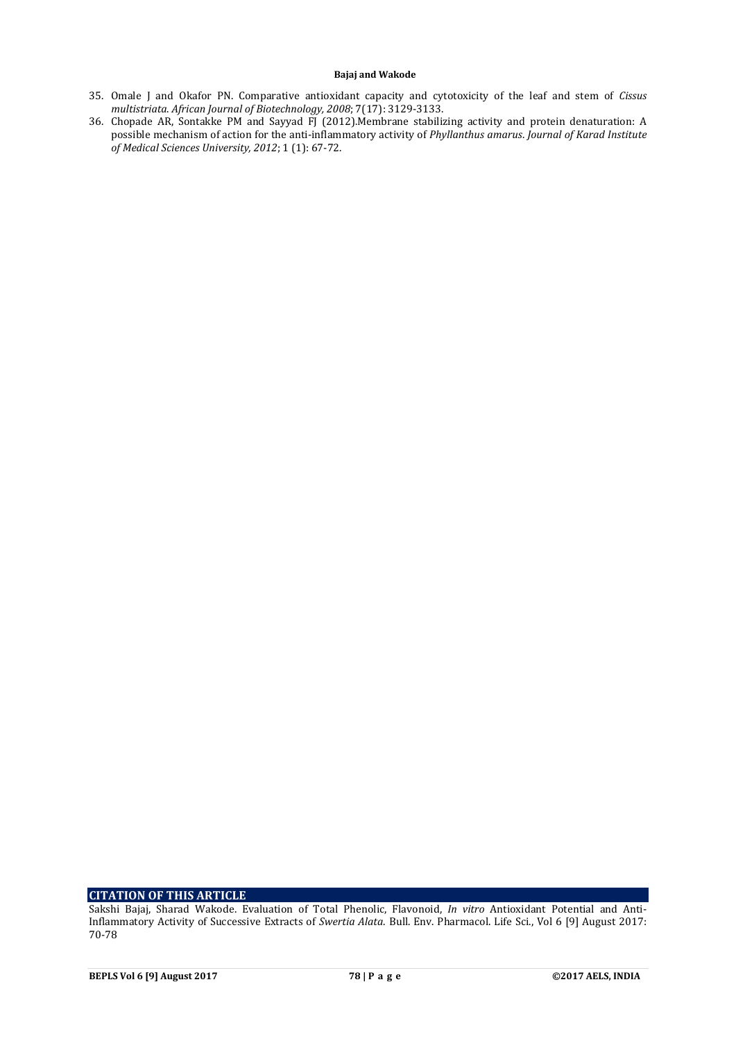35. Omale J and Okafor PN. Comparative antioxidant capacity and cytotoxicity of the leaf and stem of *Cissus multistriata*. *African Journal of Biotechnology, 2008*; 7(17): 3129-3133.
36. Chopade AR, Sontakke PM and Sayyad FJ (2012).Membrane stabilizing activity and protein denaturation: A possible mechanism of action for the anti-inflammatory activity of *Phyllanthus amarus*. *Journal of Karad Institute of Medical Sciences University, 2012*; 1 (1): 67-72.

## CITATION OF THIS ARTICLE

Sakshi Bajaj, Sharad Wakode. Evaluation of Total Phenolic, Flavonoid, *In vitro* Antioxidant Potential and Anti-Inflammatory Activity of Successive Extracts of *Swertia Alata*. Bull. Env. Pharmacol. Life Sci., Vol 6 [9] August 2017: 70-78